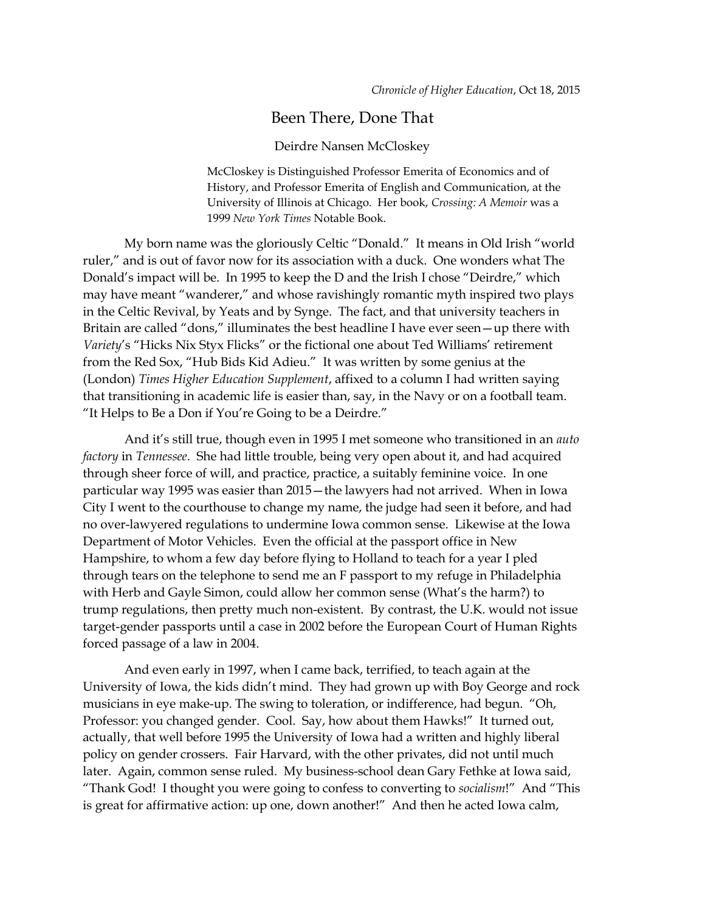*Chronicle of Higher Education*, Oct 18, 2015

# Been There, Done That

Deirdre Nansen McCloskey

McCloskey is Distinguished Professor Emerita of Economics and of History, and Professor Emerita of English and Communication, at the University of Illinois at Chicago. Her book, *Crossing: A Memoir* was a 1999 *New York Times* Notable Book.

My born name was the gloriously Celtic "Donald." It means in Old Irish "world ruler," and is out of favor now for its association with a duck. One wonders what The Donald's impact will be. In 1995 to keep the D and the Irish I chose "Deirdre," which may have meant "wanderer," and whose ravishingly romantic myth inspired two plays in the Celtic Revival, by Yeats and by Synge. The fact, and that university teachers in Britain are called "dons," illuminates the best headline I have ever seen—up there with *Variety*'s "Hicks Nix Styx Flicks" or the fictional one about Ted Williams' retirement from the Red Sox, "Hub Bids Kid Adieu." It was written by some genius at the (London) *Times Higher Education Supplement*, affixed to a column I had written saying that transitioning in academic life is easier than, say, in the Navy or on a football team. "It Helps to Be a Don if You're Going to be a Deirdre."

And it's still true, though even in 1995 I met someone who transitioned in an *auto factory* in *Tennessee*. She had little trouble, being very open about it, and had acquired through sheer force of will, and practice, practice, a suitably feminine voice. In one particular way 1995 was easier than 2015—the lawyers had not arrived. When in Iowa City I went to the courthouse to change my name, the judge had seen it before, and had no over-lawyered regulations to undermine Iowa common sense. Likewise at the Iowa Department of Motor Vehicles. Even the official at the passport office in New Hampshire, to whom a few day before flying to Holland to teach for a year I pled through tears on the telephone to send me an F passport to my refuge in Philadelphia with Herb and Gayle Simon, could allow her common sense (What's the harm?) to trump regulations, then pretty much non-existent. By contrast, the U.K. would not issue target-gender passports until a case in 2002 before the European Court of Human Rights forced passage of a law in 2004.

And even early in 1997, when I came back, terrified, to teach again at the University of Iowa, the kids didn't mind. They had grown up with Boy George and rock musicians in eye make-up. The swing to toleration, or indifference, had begun. "Oh, Professor: you changed gender. Cool. Say, how about them Hawks!" It turned out, actually, that well before 1995 the University of Iowa had a written and highly liberal policy on gender crossers. Fair Harvard, with the other privates, did not until much later. Again, common sense ruled. My business-school dean Gary Fethke at Iowa said, "Thank God! I thought you were going to confess to converting to *socialism*!" And "This is great for affirmative action: up one, down another!" And then he acted Iowa calm,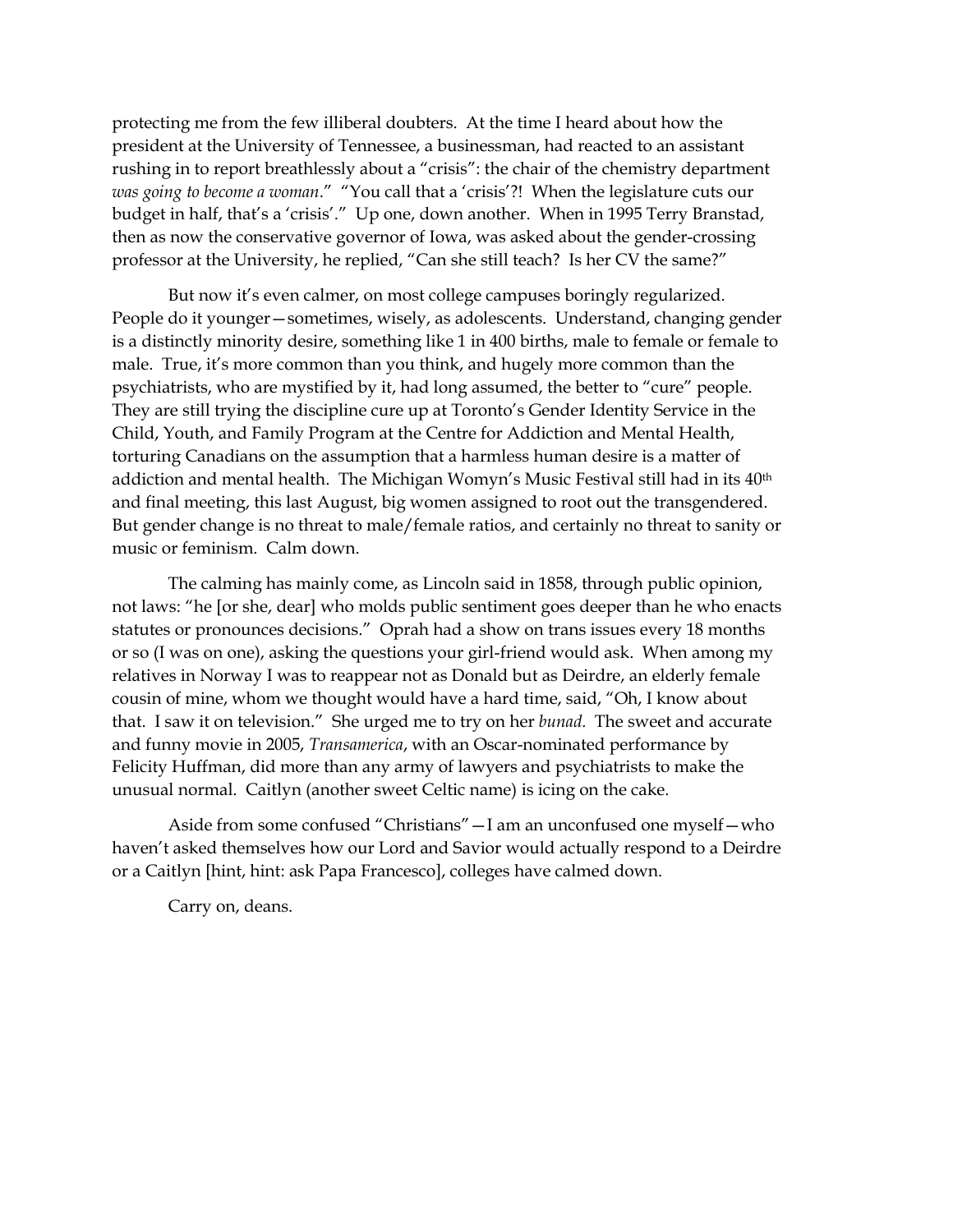protecting me from the few illiberal doubters. At the time I heard about how the president at the University of Tennessee, a businessman, had reacted to an assistant rushing in to report breathlessly about a "crisis": the chair of the chemistry department *was going to become a woman*." "You call that a 'crisis'?! When the legislature cuts our budget in half, that's a 'crisis'." Up one, down another. When in 1995 Terry Branstad, then as now the conservative governor of Iowa, was asked about the gender-crossing professor at the University, he replied, "Can she still teach? Is her CV the same?"

But now it's even calmer, on most college campuses boringly regularized. People do it younger—sometimes, wisely, as adolescents. Understand, changing gender is a distinctly minority desire, something like 1 in 400 births, male to female or female to male. True, it's more common than you think, and hugely more common than the psychiatrists, who are mystified by it, had long assumed, the better to "cure" people. They are still trying the discipline cure up at Toronto's Gender Identity Service in the Child, Youth, and Family Program at the Centre for Addiction and Mental Health, torturing Canadians on the assumption that a harmless human desire is a matter of addiction and mental health. The Michigan Womyn's Music Festival still had in its 40th and final meeting, this last August, big women assigned to root out the transgendered. But gender change is no threat to male/female ratios, and certainly no threat to sanity or music or feminism. Calm down.

The calming has mainly come, as Lincoln said in 1858, through public opinion, not laws: "he [or she, dear] who molds public sentiment goes deeper than he who enacts statutes or pronounces decisions." Oprah had a show on trans issues every 18 months or so (I was on one), asking the questions your girl-friend would ask. When among my relatives in Norway I was to reappear not as Donald but as Deirdre, an elderly female cousin of mine, whom we thought would have a hard time, said, "Oh, I know about that. I saw it on television." She urged me to try on her *bunad.* The sweet and accurate and funny movie in 2005, *Transamerica*, with an Oscar-nominated performance by Felicity Huffman, did more than any army of lawyers and psychiatrists to make the unusual normal. Caitlyn (another sweet Celtic name) is icing on the cake.

Aside from some confused "Christians"—I am an unconfused one myself—who haven't asked themselves how our Lord and Savior would actually respond to a Deirdre or a Caitlyn [hint, hint: ask Papa Francesco], colleges have calmed down.

Carry on, deans.